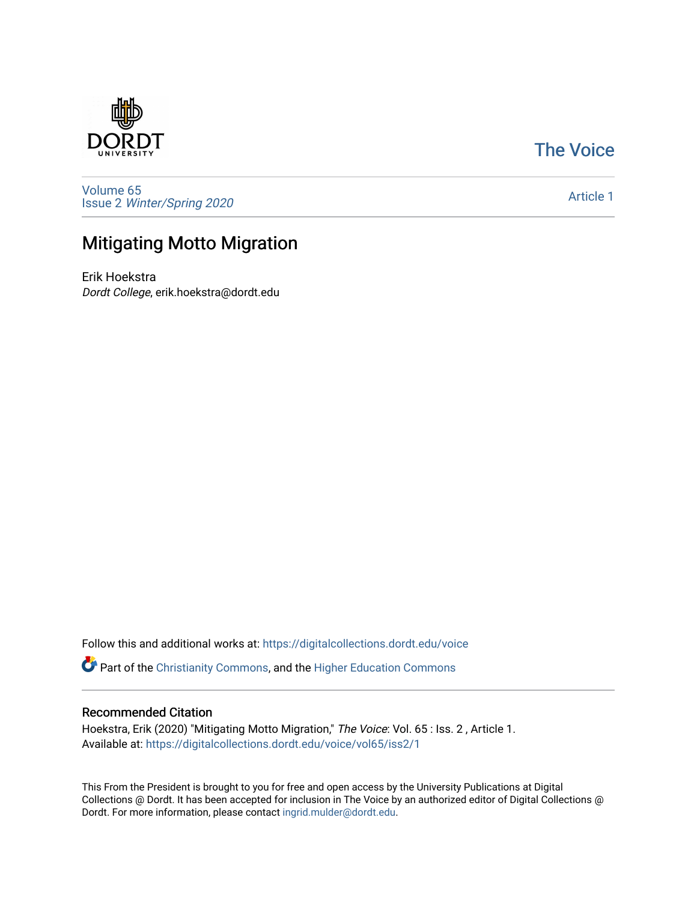DORDT UNIVERSITY

The Voice

Volume 65
Issue 2 *Winter/Spring 2020*

Article 1

# Mitigating Motto Migration

Erik Hoekstra
*Dordt College*, erik.hoekstra@dordt.edu

Follow this and additional works at: https://digitalcollections.dordt.edu/voice

Part of the Christianity Commons, and the Higher Education Commons

## Recommended Citation

Hoekstra, Erik (2020) "Mitigating Motto Migration," *The Voice*: Vol. 65 : Iss. 2 , Article 1.
Available at: https://digitalcollections.dordt.edu/voice/vol65/iss2/1

This From the President is brought to you for free and open access by the University Publications at Digital Collections @ Dordt. It has been accepted for inclusion in The Voice by an authorized editor of Digital Collections @ Dordt. For more information, please contact ingrid.mulder@dordt.edu.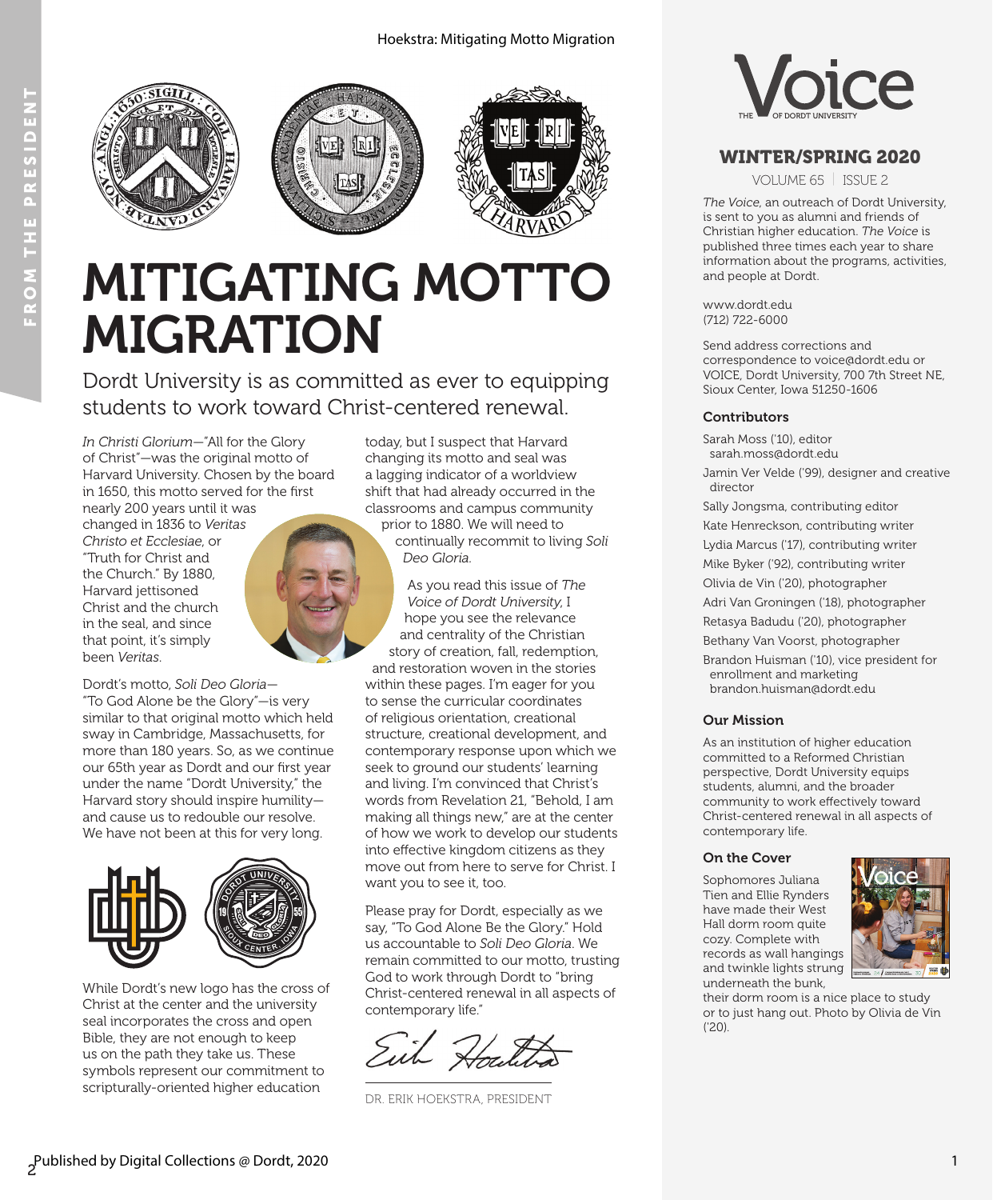# MITIGATING MOTTO MIGRATION

Dordt University is as committed as ever to equipping students to work toward Christ-centered renewal.

*In Christi Glorium*—"All for the Glory of Christ"—was the original motto of Harvard University. Chosen by the board in 1650, this motto served for the first nearly 200 years until it was changed in 1836 to *Veritas Christo et Ecclesiae*, or "Truth for Christ and the Church." By 1880, Harvard jettisoned Christ and the church in the seal, and since that point, it's simply been *Veritas*.

Dordt's motto, *Soli Deo Gloria*—"To God Alone be the Glory"—is very similar to that original motto which held sway in Cambridge, Massachusetts, for more than 180 years. So, as we continue our 65th year as Dordt and our first year under the name "Dordt University," the Harvard story should inspire humility—and cause us to redouble our resolve. We have not been at this for very long.

While Dordt's new logo has the cross of Christ at the center and the university seal incorporates the cross and open Bible, they are not enough to keep us on the path they take us. These symbols represent our commitment to scripturally-oriented higher education today, but I suspect that Harvard changing its motto and seal was a lagging indicator of a worldview shift that had already occurred in the classrooms and campus community prior to 1880. We will need to continually recommit to living *Soli Deo Gloria*.

As you read this issue of *The Voice of Dordt University*, I hope you see the relevance and centrality of the Christian story of creation, fall, redemption, and restoration woven in the stories within these pages. I'm eager for you to sense the curricular coordinates of religious orientation, creational structure, creational development, and contemporary response upon which we seek to ground our students' learning and living. I'm convinced that Christ's words from Revelation 21, "Behold, I am making all things new," are at the center of how we work to develop our students into effective kingdom citizens as they move out from here to serve for Christ. I want you to see it, too.

Please pray for Dordt, especially as we say, "To God Alone Be the Glory." Hold us accountable to *Soli Deo Gloria*. We remain committed to our motto, trusting God to work through Dordt to "bring Christ-centered renewal in all aspects of contemporary life."

DR. ERIK HOEKSTRA, PRESIDENT

---

## WINTER/SPRING 2020

VOLUME 65 | ISSUE 2

*The Voice*, an outreach of Dordt University, is sent to you as alumni and friends of Christian higher education. *The Voice* is published three times each year to share information about the programs, activities, and people at Dordt.

www.dordt.edu
(712) 722-6000

Send address corrections and correspondence to voice@dordt.edu or VOICE, Dordt University, 700 7th Street NE, Sioux Center, Iowa 51250-1606

### Contributors

Sarah Moss ('10), editor
sarah.moss@dordt.edu

Jamin Ver Velde ('99), designer and creative director

Sally Jongsma, contributing editor

Kate Henreckson, contributing writer

Lydia Marcus ('17), contributing writer

Mike Byker ('92), contributing writer

Olivia de Vin ('20), photographer

Adri Van Groningen ('18), photographer

Retasya Badudu ('20), photographer

Bethany Van Voorst, photographer

Brandon Huisman ('10), vice president for enrollment and marketing
brandon.huisman@dordt.edu

### Our Mission

As an institution of higher education committed to a Reformed Christian perspective, Dordt University equips students, alumni, and the broader community to work effectively toward Christ-centered renewal in all aspects of contemporary life.

### On the Cover

Sophomores Juliana Tien and Ellie Rynders have made their West Hall dorm room quite cozy. Complete with records as wall hangings and twinkle lights strung underneath the bunk, their dorm room is a nice place to study or to just hang out. Photo by Olivia de Vin ('20).